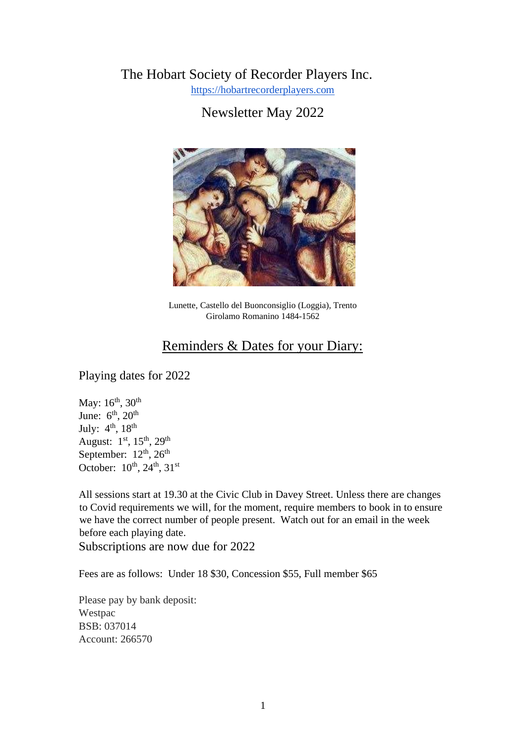# The Hobart Society of Recorder Players Inc.

https://hobartrecorderplayers.com

## Newsletter May 2022

Lunette, Castello del Buonconsiglio (Loggia), Trento
Girolamo Romanino 1484-1562

## Reminders & Dates for your Diary:

### Playing dates for 2022

May: 16th, 30th
June: 6th, 20th
July: 4th, 18th
August: 1st, 15th, 29th
September: 12th, 26th
October: 10th, 24th, 31st

All sessions start at 19.30 at the Civic Club in Davey Street. Unless there are changes to Covid requirements we will, for the moment, require members to book in to ensure we have the correct number of people present. Watch out for an email in the week before each playing date.

### Subscriptions are now due for 2022

Fees are as follows: Under 18 $30, Concession $55, Full member $65

Please pay by bank deposit:
Westpac
BSB: 037014
Account: 266570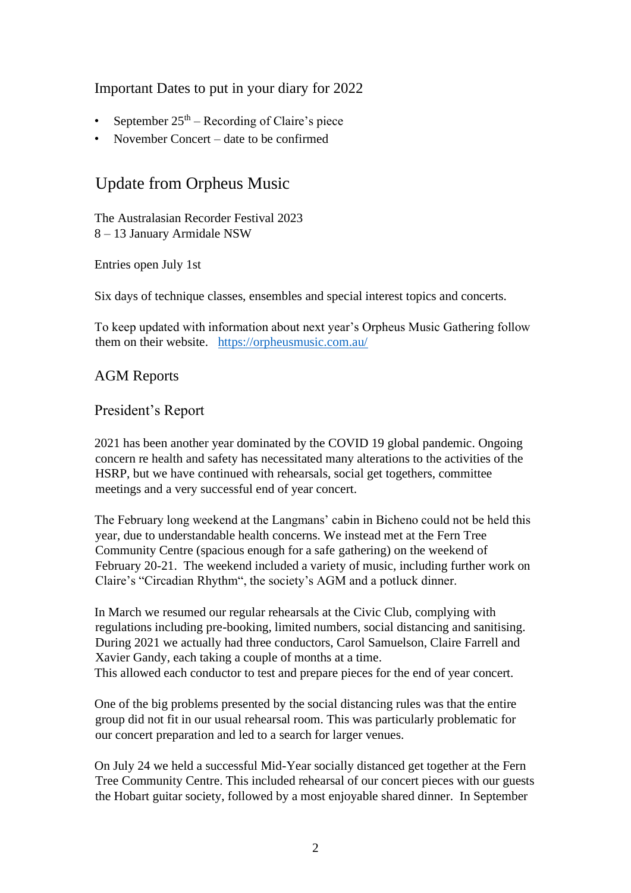## Important Dates to put in your diary for 2022

- September 25$^{th}$ – Recording of Claire's piece
- November Concert – date to be confirmed

## Update from Orpheus Music

The Australasian Recorder Festival 2023
8 – 13 January Armidale NSW

Entries open July 1st

Six days of technique classes, ensembles and special interest topics and concerts.

To keep updated with information about next year's Orpheus Music Gathering follow them on their website. [https://orpheusmusic.com.au/](https://orpheusmusic.com.au/)

## AGM Reports

### President's Report

2021 has been another year dominated by the COVID 19 global pandemic. Ongoing concern re health and safety has necessitated many alterations to the activities of the HSRP, but we have continued with rehearsals, social get togethers, committee meetings and a very successful end of year concert.

The February long weekend at the Langmans' cabin in Bicheno could not be held this year, due to understandable health concerns. We instead met at the Fern Tree Community Centre (spacious enough for a safe gathering) on the weekend of February 20-21. The weekend included a variety of music, including further work on Claire's "Circadian Rhythm", the society's AGM and a potluck dinner.

In March we resumed our regular rehearsals at the Civic Club, complying with regulations including pre-booking, limited numbers, social distancing and sanitising. During 2021 we actually had three conductors, Carol Samuelson, Claire Farrell and Xavier Gandy, each taking a couple of months at a time.
This allowed each conductor to test and prepare pieces for the end of year concert.

One of the big problems presented by the social distancing rules was that the entire group did not fit in our usual rehearsal room. This was particularly problematic for our concert preparation and led to a search for larger venues.

On July 24 we held a successful Mid-Year socially distanced get together at the Fern Tree Community Centre. This included rehearsal of our concert pieces with our guests the Hobart guitar society, followed by a most enjoyable shared dinner. In September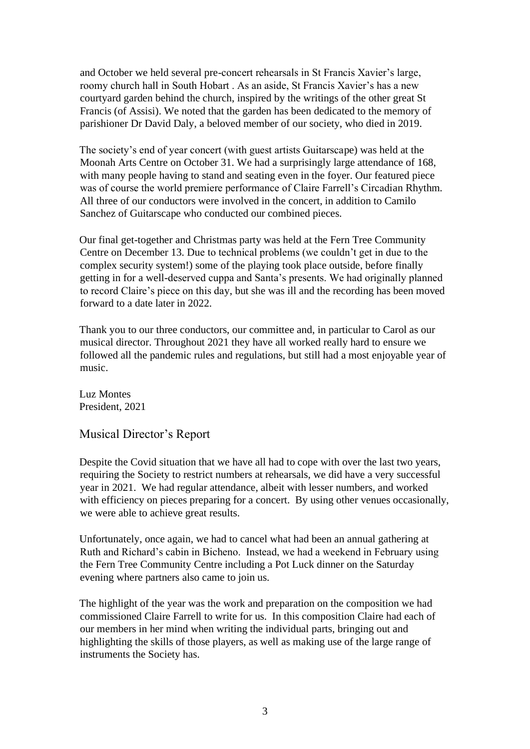and October we held several pre-concert rehearsals in St Francis Xavier's large, roomy church hall in South Hobart . As an aside, St Francis Xavier's has a new courtyard garden behind the church, inspired by the writings of the other great St Francis (of Assisi). We noted that the garden has been dedicated to the memory of parishioner Dr David Daly, a beloved member of our society, who died in 2019.

The society's end of year concert (with guest artists Guitarscape) was held at the Moonah Arts Centre on October 31. We had a surprisingly large attendance of 168, with many people having to stand and seating even in the foyer. Our featured piece was of course the world premiere performance of Claire Farrell's Circadian Rhythm. All three of our conductors were involved in the concert, in addition to Camilo Sanchez of Guitarscape who conducted our combined pieces.

Our final get-together and Christmas party was held at the Fern Tree Community Centre on December 13. Due to technical problems (we couldn't get in due to the complex security system!) some of the playing took place outside, before finally getting in for a well-deserved cuppa and Santa's presents. We had originally planned to record Claire's piece on this day, but she was ill and the recording has been moved forward to a date later in 2022.

Thank you to our three conductors, our committee and, in particular to Carol as our musical director. Throughout 2021 they have all worked really hard to ensure we followed all the pandemic rules and regulations, but still had a most enjoyable year of music.

Luz Montes
President, 2021

## Musical Director's Report

Despite the Covid situation that we have all had to cope with over the last two years, requiring the Society to restrict numbers at rehearsals, we did have a very successful year in 2021. We had regular attendance, albeit with lesser numbers, and worked with efficiency on pieces preparing for a concert. By using other venues occasionally, we were able to achieve great results.

Unfortunately, once again, we had to cancel what had been an annual gathering at Ruth and Richard's cabin in Bicheno. Instead, we had a weekend in February using the Fern Tree Community Centre including a Pot Luck dinner on the Saturday evening where partners also came to join us.

The highlight of the year was the work and preparation on the composition we had commissioned Claire Farrell to write for us. In this composition Claire had each of our members in her mind when writing the individual parts, bringing out and highlighting the skills of those players, as well as making use of the large range of instruments the Society has.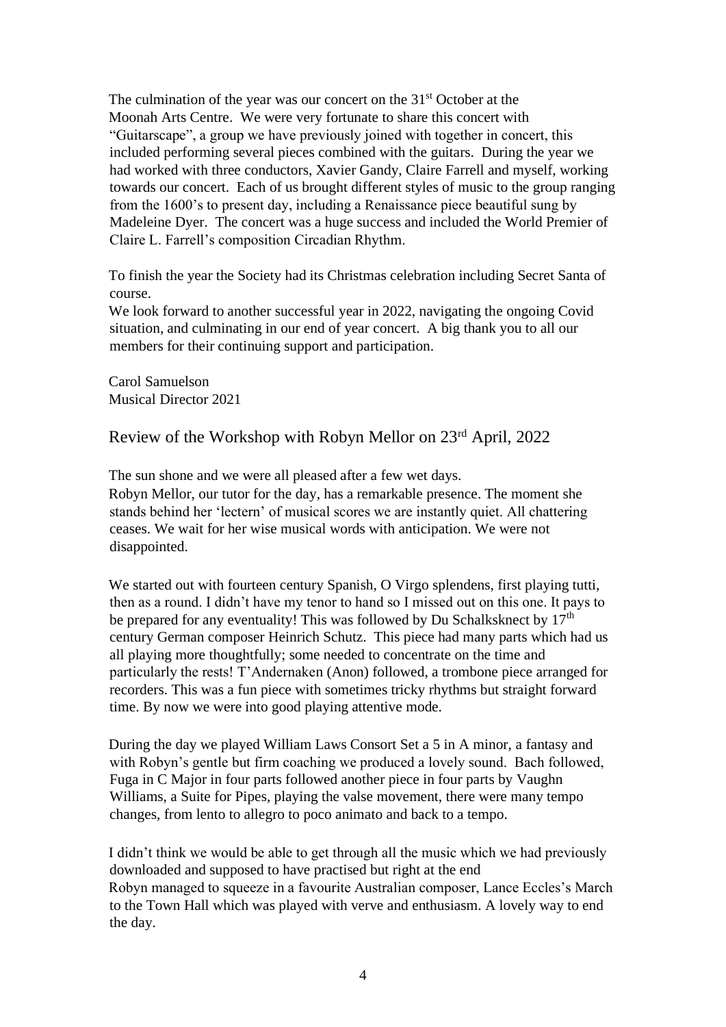The culmination of the year was our concert on the 31st October at the Moonah Arts Centre. We were very fortunate to share this concert with "Guitarscape", a group we have previously joined with together in concert, this included performing several pieces combined with the guitars. During the year we had worked with three conductors, Xavier Gandy, Claire Farrell and myself, working towards our concert. Each of us brought different styles of music to the group ranging from the 1600's to present day, including a Renaissance piece beautiful sung by Madeleine Dyer. The concert was a huge success and included the World Premier of Claire L. Farrell's composition Circadian Rhythm.

To finish the year the Society had its Christmas celebration including Secret Santa of course.
We look forward to another successful year in 2022, navigating the ongoing Covid situation, and culminating in our end of year concert. A big thank you to all our members for their continuing support and participation.

Carol Samuelson
Musical Director 2021

## Review of the Workshop with Robyn Mellor on 23rd April, 2022

The sun shone and we were all pleased after a few wet days.
Robyn Mellor, our tutor for the day, has a remarkable presence. The moment she stands behind her 'lectern' of musical scores we are instantly quiet. All chattering ceases. We wait for her wise musical words with anticipation. We were not disappointed.

We started out with fourteen century Spanish, O Virgo splendens, first playing tutti, then as a round. I didn't have my tenor to hand so I missed out on this one. It pays to be prepared for any eventuality! This was followed by Du Schalksknect by 17th century German composer Heinrich Schutz. This piece had many parts which had us all playing more thoughtfully; some needed to concentrate on the time and particularly the rests! T'Andernaken (Anon) followed, a trombone piece arranged for recorders. This was a fun piece with sometimes tricky rhythms but straight forward time. By now we were into good playing attentive mode.

During the day we played William Laws Consort Set a 5 in A minor, a fantasy and with Robyn's gentle but firm coaching we produced a lovely sound. Bach followed, Fuga in C Major in four parts followed another piece in four parts by Vaughn Williams, a Suite for Pipes, playing the valse movement, there were many tempo changes, from lento to allegro to poco animato and back to a tempo.

I didn't think we would be able to get through all the music which we had previously downloaded and supposed to have practised but right at the end Robyn managed to squeeze in a favourite Australian composer, Lance Eccles's March to the Town Hall which was played with verve and enthusiasm. A lovely way to end the day.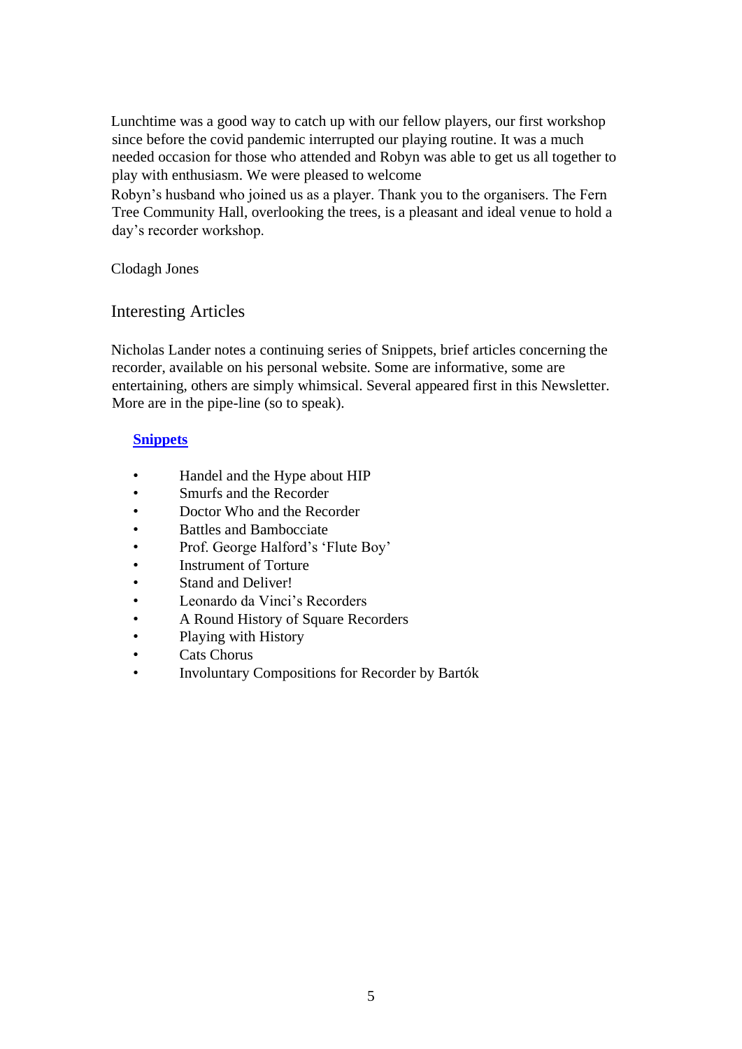Lunchtime was a good way to catch up with our fellow players, our first workshop since before the covid pandemic interrupted our playing routine. It was a much needed occasion for those who attended and Robyn was able to get us all together to play with enthusiasm. We were pleased to welcome Robyn's husband who joined us as a player. Thank you to the organisers. The Fern Tree Community Hall, overlooking the trees, is a pleasant and ideal venue to hold a day's recorder workshop.

Clodagh Jones

## Interesting Articles

Nicholas Lander notes a continuing series of Snippets, brief articles concerning the recorder, available on his personal website. Some are informative, some are entertaining, others are simply whimsical. Several appeared first in this Newsletter. More are in the pipe-line (so to speak).

**Snippets**

- Handel and the Hype about HIP
- Smurfs and the Recorder
- Doctor Who and the Recorder
- Battles and Bambocciate
- Prof. George Halford's 'Flute Boy'
- Instrument of Torture
- Stand and Deliver!
- Leonardo da Vinci's Recorders
- A Round History of Square Recorders
- Playing with History
- Cats Chorus
- Involuntary Compositions for Recorder by Bartók